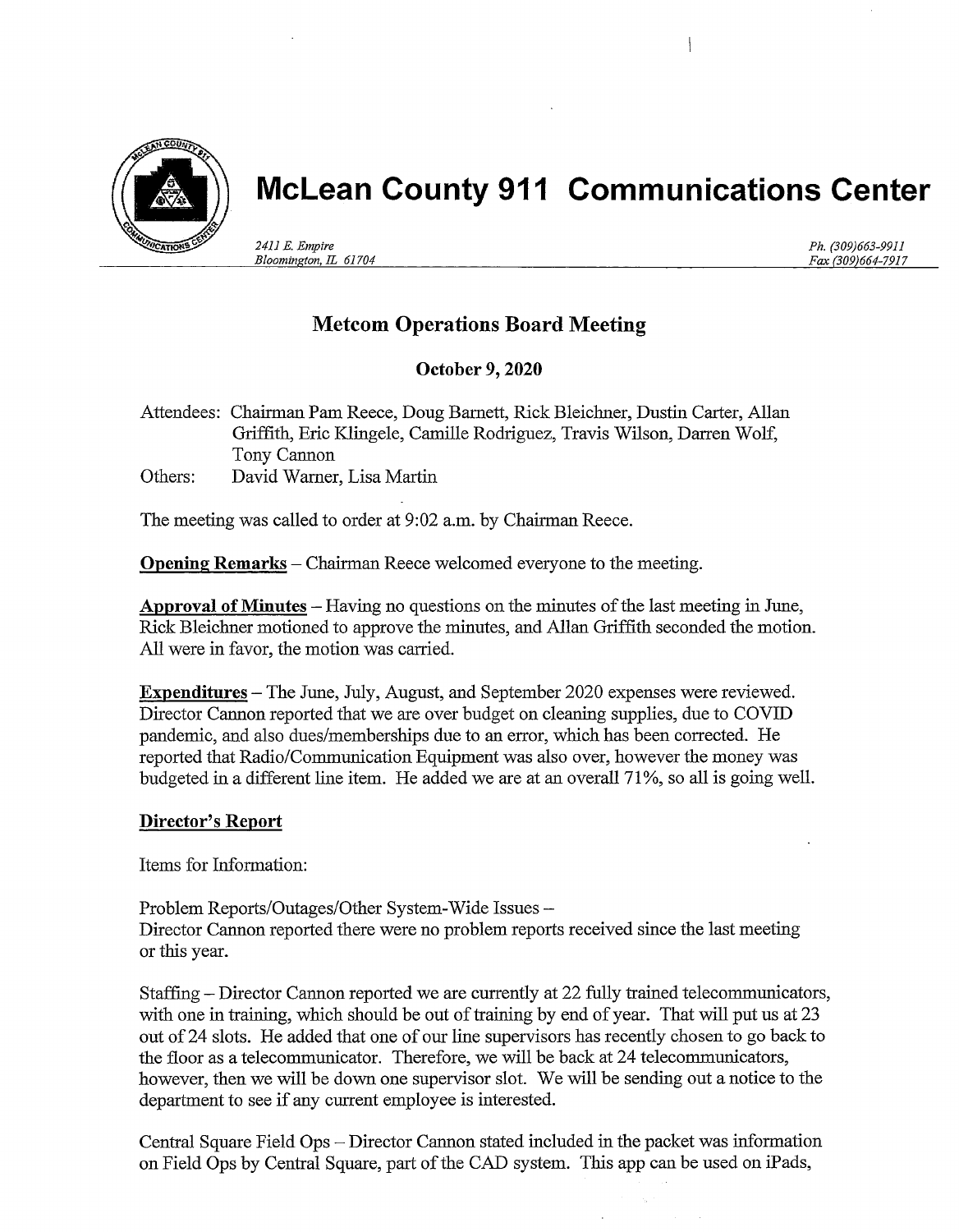# McLean County 911 Communications Center

*2411 E. Empire*
*Bloomington, IL 61704*

*Ph. (309)663-9911*
*Fax (309)664-7917*

## Metcom Operations Board Meeting

**October 9, 2020**

Attendees: Chairman Pam Reece, Doug Barnett, Rick Bleichner, Dustin Carter, Allan Griffith, Eric Klingele, Camille Rodriguez, Travis Wilson, Darren Wolf, Tony Cannon

Others: David Warner, Lisa Martin

The meeting was called to order at 9:02 a.m. by Chairman Reece.

**Opening Remarks** – Chairman Reece welcomed everyone to the meeting.

**Approval of Minutes** – Having no questions on the minutes of the last meeting in June, Rick Bleichner motioned to approve the minutes, and Allan Griffith seconded the motion. All were in favor, the motion was carried.

**Expenditures** – The June, July, August, and September 2020 expenses were reviewed. Director Cannon reported that we are over budget on cleaning supplies, due to COVID pandemic, and also dues/memberships due to an error, which has been corrected. He reported that Radio/Communication Equipment was also over, however the money was budgeted in a different line item. He added we are at an overall 71%, so all is going well.

**Director's Report**

Items for Information:

Problem Reports/Outages/Other System-Wide Issues –
Director Cannon reported there were no problem reports received since the last meeting or this year.

Staffing – Director Cannon reported we are currently at 22 fully trained telecommunicators, with one in training, which should be out of training by end of year. That will put us at 23 out of 24 slots. He added that one of our line supervisors has recently chosen to go back to the floor as a telecommunicator. Therefore, we will be back at 24 telecommunicators, however, then we will be down one supervisor slot. We will be sending out a notice to the department to see if any current employee is interested.

Central Square Field Ops – Director Cannon stated included in the packet was information on Field Ops by Central Square, part of the CAD system. This app can be used on iPads,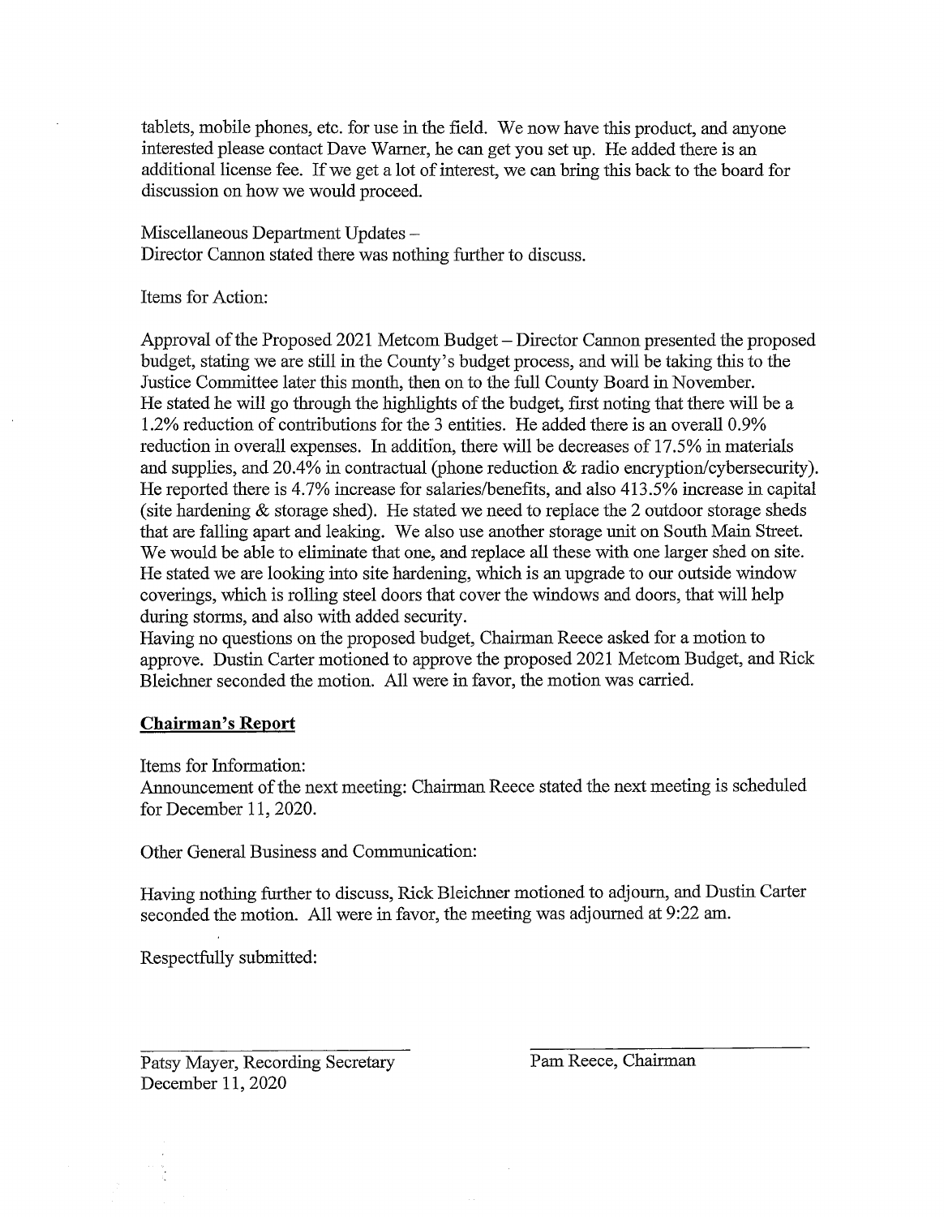tablets, mobile phones, etc. for use in the field. We now have this product, and anyone interested please contact Dave Warner, he can get you set up. He added there is an additional license fee. If we get a lot of interest, we can bring this back to the board for discussion on how we would proceed.

Miscellaneous Department Updates –
Director Cannon stated there was nothing further to discuss.

Items for Action:

Approval of the Proposed 2021 Metcom Budget – Director Cannon presented the proposed budget, stating we are still in the County's budget process, and will be taking this to the Justice Committee later this month, then on to the full County Board in November.
He stated he will go through the highlights of the budget, first noting that there will be a 1.2% reduction of contributions for the 3 entities. He added there is an overall 0.9% reduction in overall expenses. In addition, there will be decreases of 17.5% in materials and supplies, and 20.4% in contractual (phone reduction & radio encryption/cybersecurity). He reported there is 4.7% increase for salaries/benefits, and also 413.5% increase in capital (site hardening & storage shed). He stated we need to replace the 2 outdoor storage sheds that are falling apart and leaking. We also use another storage unit on South Main Street. We would be able to eliminate that one, and replace all these with one larger shed on site. He stated we are looking into site hardening, which is an upgrade to our outside window coverings, which is rolling steel doors that cover the windows and doors, that will help during storms, and also with added security.
Having no questions on the proposed budget, Chairman Reece asked for a motion to approve. Dustin Carter motioned to approve the proposed 2021 Metcom Budget, and Rick Bleichner seconded the motion. All were in favor, the motion was carried.

**Chairman's Report**

Items for Information:
Announcement of the next meeting: Chairman Reece stated the next meeting is scheduled for December 11, 2020.

Other General Business and Communication:

Having nothing further to discuss, Rick Bleichner motioned to adjourn, and Dustin Carter seconded the motion. All were in favor, the meeting was adjourned at 9:22 am.

Respectfully submitted:

Patsy Mayer, Recording Secretary
December 11, 2020

Pam Reece, Chairman